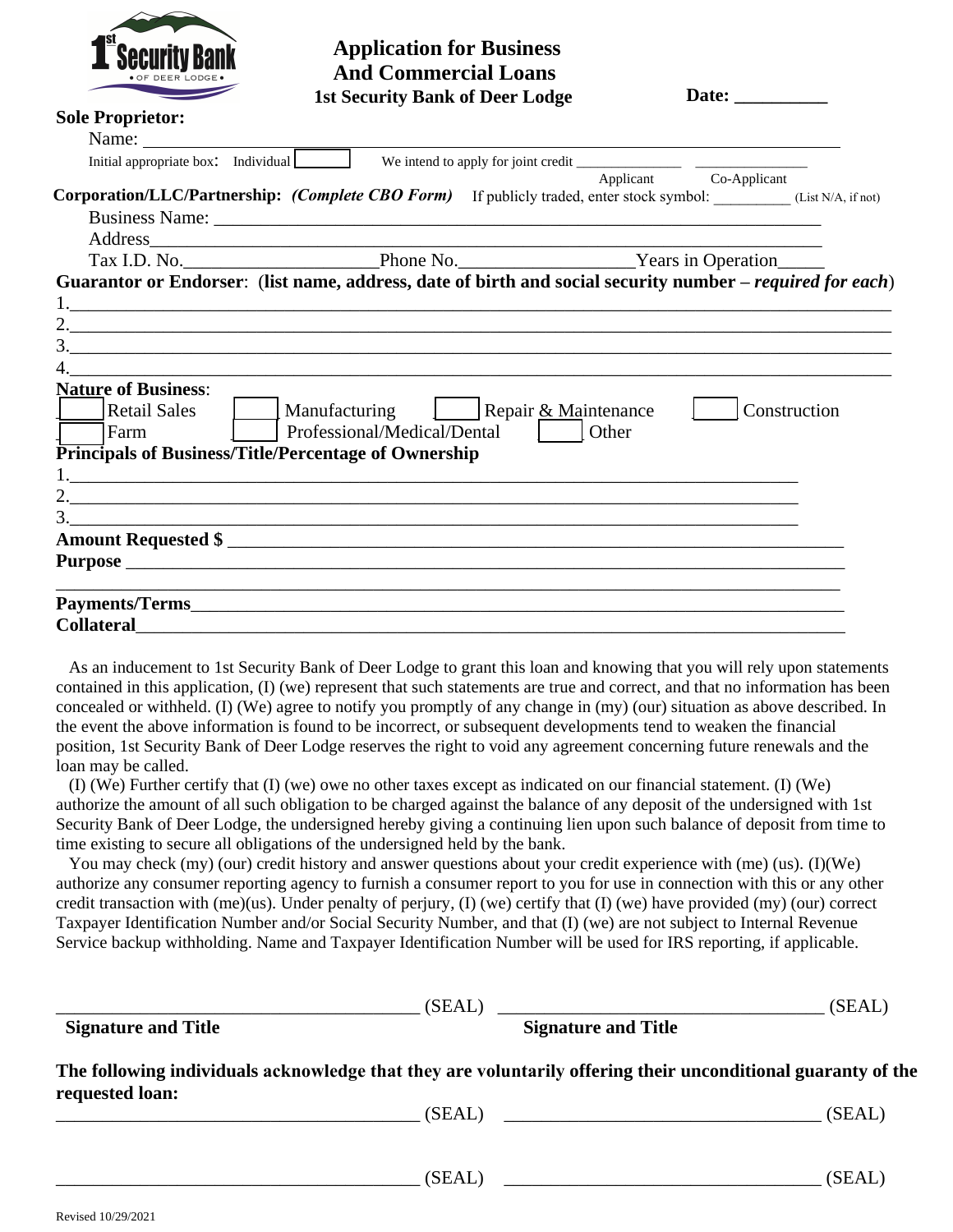1st Security Bank of Deer Lodge

# Application for Business And Commercial Loans

**1st Security Bank of Deer Lodge**

**Date: __________**

**Sole Proprietor:**

Name: ______________________________________________________________________

Initial appropriate box: Individual [ ] We intend to apply for joint credit ______________ ______________
Applicant Co-Applicant

**Corporation/LLC/Partnership:** ***(Complete CBO Form)*** If publicly traded, enter stock symbol: __________ (List N/A, if not)

Business Name: ______________________________________________________________

Address______________________________________________________________________

Tax I.D. No.____________________Phone No.__________________Years in Operation_____

**Guarantor or Endorser**: (**list name, address, date of birth and social security number –** ***required for each***)

1.___________________________________________________________________________

2.___________________________________________________________________________

3.___________________________________________________________________________

4.___________________________________________________________________________

**Nature of Business**:

[ ] Retail Sales [ ] Manufacturing [ ] Repair & Maintenance [ ] Construction

[ ] Farm [ ] Professional/Medical/Dental [ ] Other

**Principals of Business/Title/Percentage of Ownership**

1.___________________________________________________________________________

2.___________________________________________________________________________

3.___________________________________________________________________________

**Amount Requested $** ______________________________________________________________

**Purpose** ___________________________________________________________________________

______________________________________________________________________________

**Payments/Terms**____________________________________________________________________

**Collateral**_________________________________________________________________________

As an inducement to 1st Security Bank of Deer Lodge to grant this loan and knowing that you will rely upon statements contained in this application, (I) (we) represent that such statements are true and correct, and that no information has been concealed or withheld. (I) (We) agree to notify you promptly of any change in (my) (our) situation as above described. In the event the above information is found to be incorrect, or subsequent developments tend to weaken the financial position, 1st Security Bank of Deer Lodge reserves the right to void any agreement concerning future renewals and the loan may be called.

(I) (We) Further certify that (I) (we) owe no other taxes except as indicated on our financial statement. (I) (We) authorize the amount of all such obligation to be charged against the balance of any deposit of the undersigned with 1st Security Bank of Deer Lodge, the undersigned hereby giving a continuing lien upon such balance of deposit from time to time existing to secure all obligations of the undersigned held by the bank.

You may check (my) (our) credit history and answer questions about your credit experience with (me) (us). (I)(We) authorize any consumer reporting agency to furnish a consumer report to you for use in connection with this or any other credit transaction with (me)(us). Under penalty of perjury, (I) (we) certify that (I) (we) have provided (my) (our) correct Taxpayer Identification Number and/or Social Security Number, and that (I) (we) are not subject to Internal Revenue Service backup withholding. Name and Taxpayer Identification Number will be used for IRS reporting, if applicable.

________________________________________ (SEAL) ____________________________________ (SEAL)
**Signature and Title** **Signature and Title**

**The following individuals acknowledge that they are voluntarily offering their unconditional guaranty of the requested loan:**

________________________________________ (SEAL) ____________________________________ (SEAL)

________________________________________ (SEAL) ____________________________________ (SEAL)

Revised 10/29/2021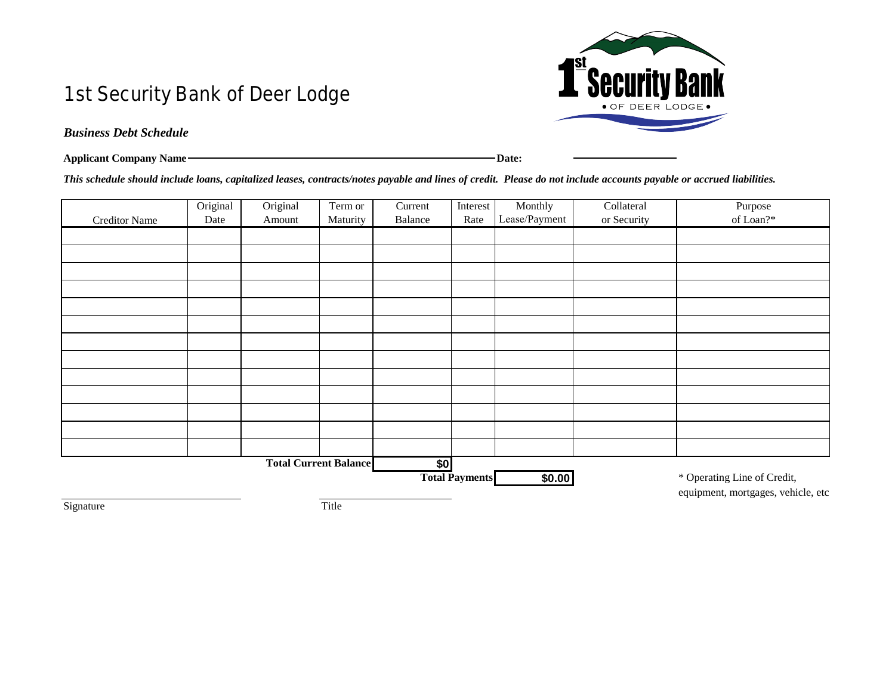# 1st Security Bank of Deer Lodge

***Business Debt Schedule***

**Applicant Company Name** ______________________________ **Date:** ______________

***This schedule should include loans, capitalized leases, contracts/notes payable and lines of credit. Please do not include accounts payable or accrued liabilities.***

| Creditor Name | Original Date | Original Amount | Term or Maturity | Current Balance | Interest Rate | Monthly Lease/Payment | Collateral or Security | Purpose of Loan?* |
|---|---|---|---|---|---|---|---|---|
| | | | | | | | | |
| | | | | | | | | |
| | | | | | | | | |
| | | | | | | | | |
| | | | | | | | | |
| | | | | | | | | |
| | | | | | | | | |
| | | | | | | | | |
| | | | | | | | | |
| | | | | | | | | |
| | | | | | | | | |
| | | | | | | | | |
| | | | | | | | | |
| | | | **Total Current Balance** | **$0** | | | | |
| | | | | | **Total Payments** | **$0.00** | | |

\* Operating Line of Credit, equipment, mortgages, vehicle, etc

_________________________ Signature

_________________________ Title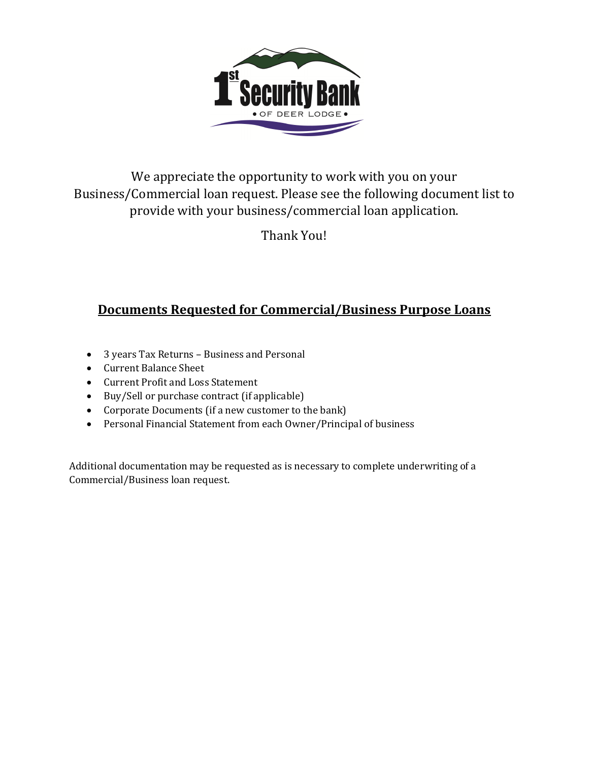We appreciate the opportunity to work with you on your Business/Commercial loan request. Please see the following document list to provide with your business/commercial loan application.

Thank You!

## Documents Requested for Commercial/Business Purpose Loans

- 3 years Tax Returns – Business and Personal
- Current Balance Sheet
- Current Profit and Loss Statement
- Buy/Sell or purchase contract (if applicable)
- Corporate Documents (if a new customer to the bank)
- Personal Financial Statement from each Owner/Principal of business

Additional documentation may be requested as is necessary to complete underwriting of a Commercial/Business loan request.